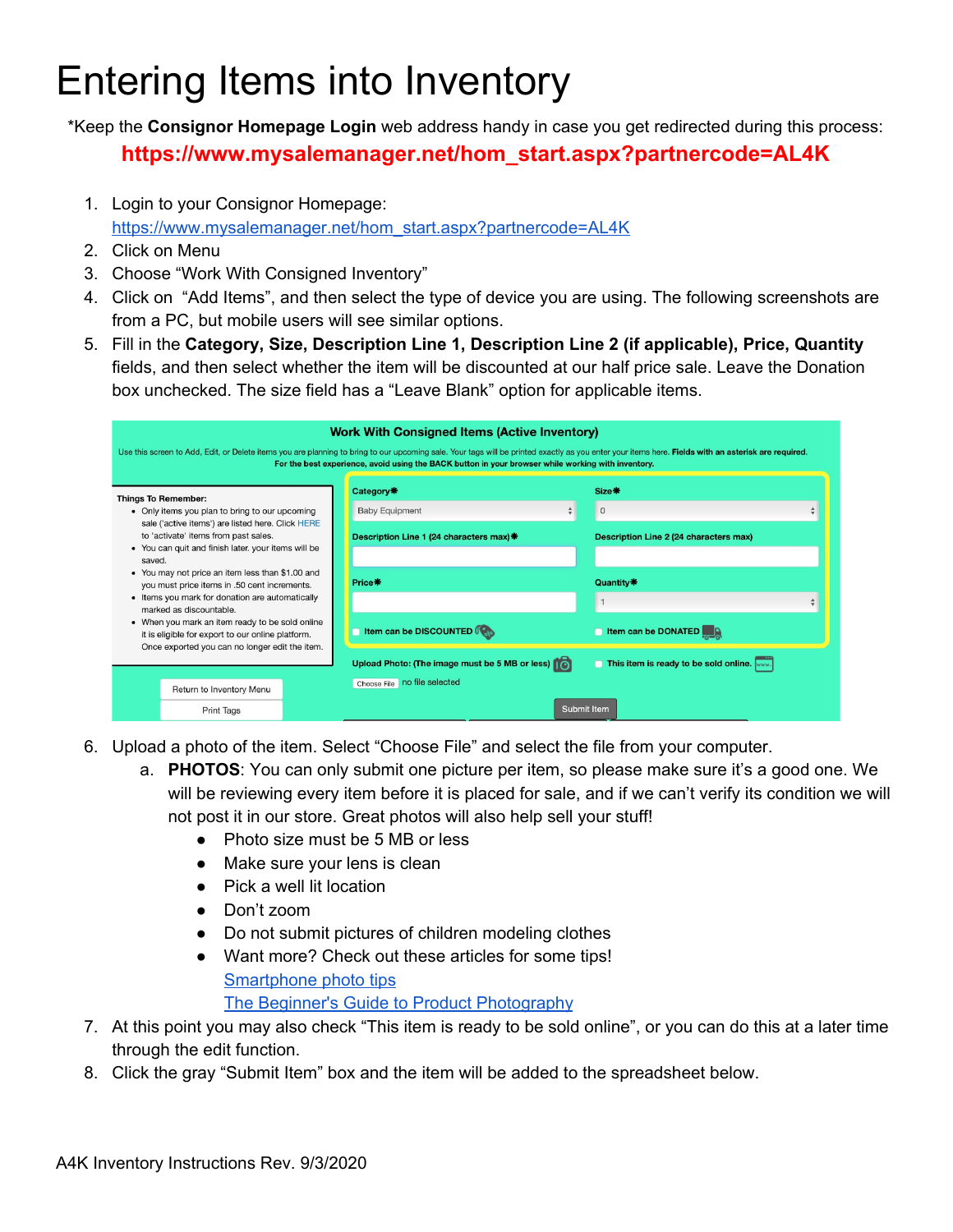# Entering Items into Inventory

*Keep the **Consignor Homepage Login** web address handy in case you get redirected during this process:

**https://www.mysalemanager.net/hom_start.aspx?partnercode=AL4K**

1. Login to your Consignor Homepage: [https://www.mysalemanager.net/hom_start.aspx?partnercode=AL4K](https://www.mysalemanager.net/hom_start.aspx?partnercode=AL4K)
2. Click on Menu
3. Choose "Work With Consigned Inventory"
4. Click on "Add Items", and then select the type of device you are using. The following screenshots are from a PC, but mobile users will see similar options.
5. Fill in the **Category, Size, Description Line 1, Description Line 2 (if applicable), Price, Quantity** fields, and then select whether the item will be discounted at our half price sale. Leave the Donation box unchecked. The size field has a "Leave Blank" option for applicable items.

**Work With Consigned Items (Active Inventory)**

Use this screen to Add, Edit, or Delete items you are planning to bring to our upcoming sale. Your tags will be printed exactly as you enter your items here. **Fields with an asterisk are required.**
**For the best experience, avoid using the BACK button in your browser while working with inventory.**

**Things To Remember:**
- Only items you plan to bring to our upcoming sale ('active items') are listed here. Click HERE to 'activate' items from past sales.
- You can quit and finish later. your items will be saved.
- You may not price an item less than $1.00 and you must price items in .50 cent increments.
- Items you mark for donation are automatically marked as discountable.
- When you mark an item ready to be sold online it is eligible for export to our online platform. Once exported you can no longer edit the item.

Return to Inventory Menu
Print Tags

**Category*** Baby Equipment
**Size*** 0
**Description Line 1 (24 characters max)***
**Description Line 2 (24 characters max)**
**Price***
**Quantity*** 1
Item can be DISCOUNTED
Item can be DONATED
**Upload Photo: (The image must be 5 MB or less)**
Choose File no file selected
This item is ready to be sold online.
Submit Item

6. Upload a photo of the item. Select "Choose File" and select the file from your computer.
   a. **PHOTOS**: You can only submit one picture per item, so please make sure it's a good one. We will be reviewing every item before it is placed for sale, and if we can't verify its condition we will not post it in our store. Great photos will also help sell your stuff!
      - Photo size must be 5 MB or less
      - Make sure your lens is clean
      - Pick a well lit location
      - Don't zoom
      - Do not submit pictures of children modeling clothes
      - Want more? Check out these articles for some tips!
        [Smartphone photo tips](#)
        [The Beginner's Guide to Product Photography](#)
7. At this point you may also check "This item is ready to be sold online", or you can do this at a later time through the edit function.
8. Click the gray "Submit Item" box and the item will be added to the spreadsheet below.

A4K Inventory Instructions Rev. 9/3/2020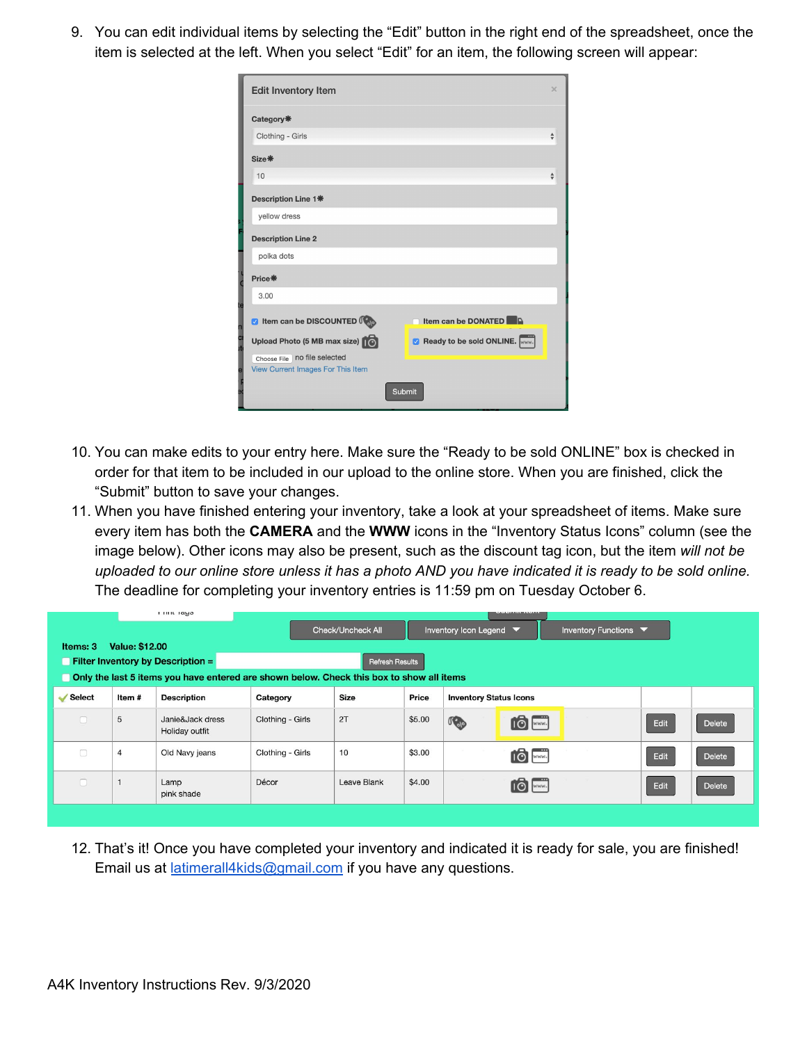9. You can edit individual items by selecting the "Edit" button in the right end of the spreadsheet, once the item is selected at the left. When you select "Edit" for an item, the following screen will appear:

10. You can make edits to your entry here. Make sure the "Ready to be sold ONLINE" box is checked in order for that item to be included in our upload to the online store. When you are finished, click the "Submit" button to save your changes.
11. When you have finished entering your inventory, take a look at your spreadsheet of items. Make sure every item has both the **CAMERA** and the **WWW** icons in the "Inventory Status Icons" column (see the image below). Other icons may also be present, such as the discount tag icon, but the item *will not be uploaded to our online store unless it has a photo AND you have indicated it is ready to be sold online.* The deadline for completing your inventory entries is 11:59 pm on Tuesday October 6.

12. That's it! Once you have completed your inventory and indicated it is ready for sale, you are finished! Email us at latimerall4kids@gmail.com if you have any questions.

A4K Inventory Instructions Rev. 9/3/2020